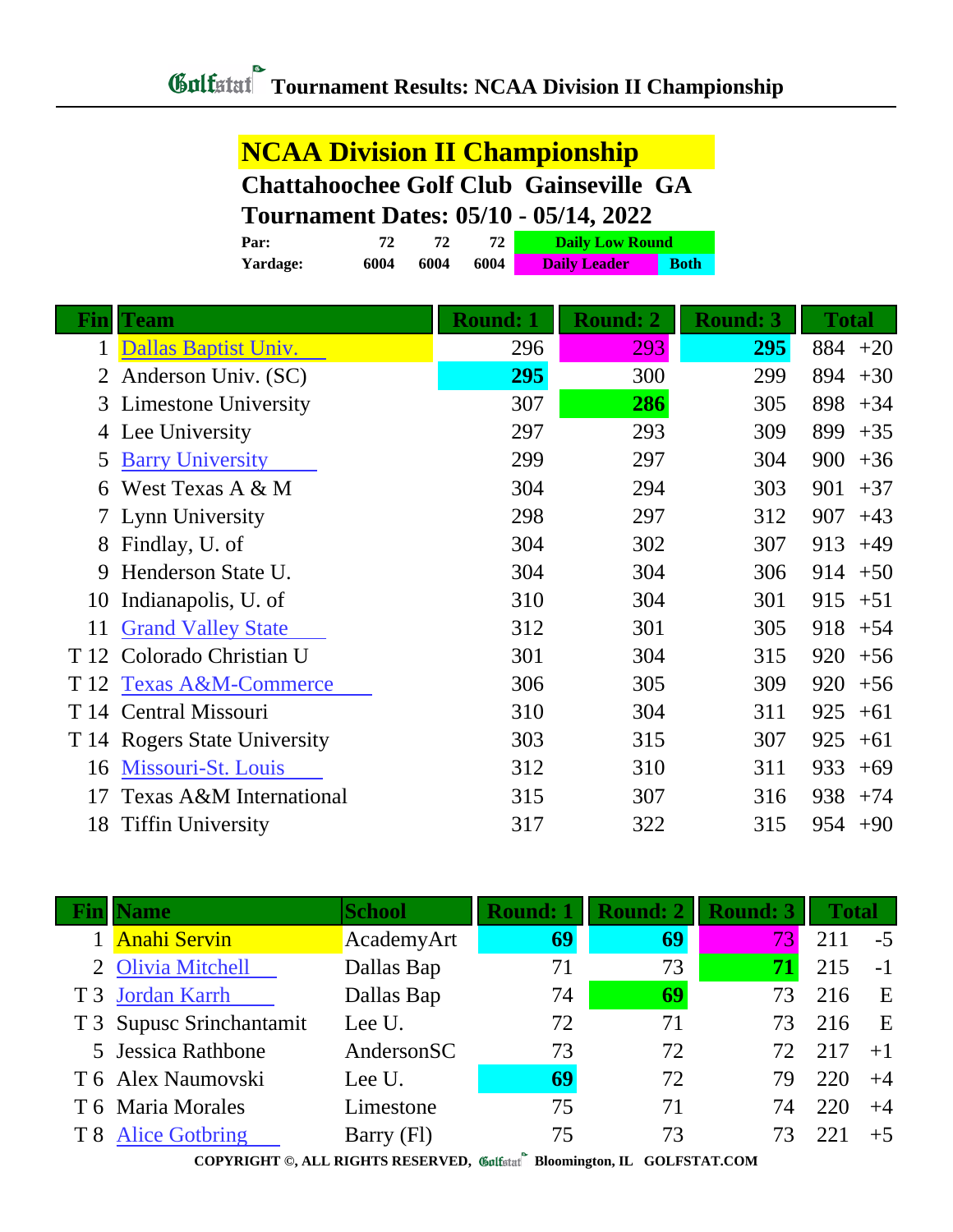# Golfstat Tournament Results: NCAA Division II Championship

## NCAA Division II Championship

### Chattahoochee Golf Club Gainseville GA

### Tournament Dates: 05/10 - 05/14, 2022

| | | | | |
|---|---|---|---|---|
| Par: | 72 | 72 | 72 | Daily Low Round |
| Yardage: | 6004 | 6004 | 6004 | Daily Leader / Both |

| Fin | Team | Round: 1 | Round: 2 | Round: 3 | Total | |
|---|---|---|---|---|---|---|
| 1 | Dallas Baptist Univ. | 296 | 293 | **295** | 884 | +20 |
| 2 | Anderson Univ. (SC) | **295** | 300 | 299 | 894 | +30 |
| 3 | Limestone University | 307 | **286** | 305 | 898 | +34 |
| 4 | Lee University | 297 | 293 | 309 | 899 | +35 |
| 5 | Barry University | 299 | 297 | 304 | 900 | +36 |
| 6 | West Texas A & M | 304 | 294 | 303 | 901 | +37 |
| 7 | Lynn University | 298 | 297 | 312 | 907 | +43 |
| 8 | Findlay, U. of | 304 | 302 | 307 | 913 | +49 |
| 9 | Henderson State U. | 304 | 304 | 306 | 914 | +50 |
| 10 | Indianapolis, U. of | 310 | 304 | 301 | 915 | +51 |
| 11 | Grand Valley State | 312 | 301 | 305 | 918 | +54 |
| T 12 | Colorado Christian U | 301 | 304 | 315 | 920 | +56 |
| T 12 | Texas A&M-Commerce | 306 | 305 | 309 | 920 | +56 |
| T 14 | Central Missouri | 310 | 304 | 311 | 925 | +61 |
| T 14 | Rogers State University | 303 | 315 | 307 | 925 | +61 |
| 16 | Missouri-St. Louis | 312 | 310 | 311 | 933 | +69 |
| 17 | Texas A&M International | 315 | 307 | 316 | 938 | +74 |
| 18 | Tiffin University | 317 | 322 | 315 | 954 | +90 |

| Fin | Name | School | Round: 1 | Round: 2 | Round: 3 | Total | |
|---|---|---|---|---|---|---|---|
| 1 | Anahi Servin | AcademyArt | **69** | **69** | 73 | 211 | -5 |
| 2 | Olivia Mitchell | Dallas Bap | 71 | 73 | **71** | 215 | -1 |
| T 3 | Jordan Karrh | Dallas Bap | 74 | **69** | 73 | 216 | E |
| T 3 | Supusc Srinchantamit | Lee U. | 72 | 71 | 73 | 216 | E |
| 5 | Jessica Rathbone | AndersonSC | 73 | 72 | 72 | 217 | +1 |
| T 6 | Alex Naumovski | Lee U. | **69** | 72 | 79 | 220 | +4 |
| T 6 | Maria Morales | Limestone | 75 | 71 | 74 | 220 | +4 |
| T 8 | Alice Gotbring | Barry (Fl) | 75 | 73 | 73 | 221 | +5 |

COPYRIGHT ©, ALL RIGHTS RESERVED, Golfstat Bloomington, IL GOLFSTAT.COM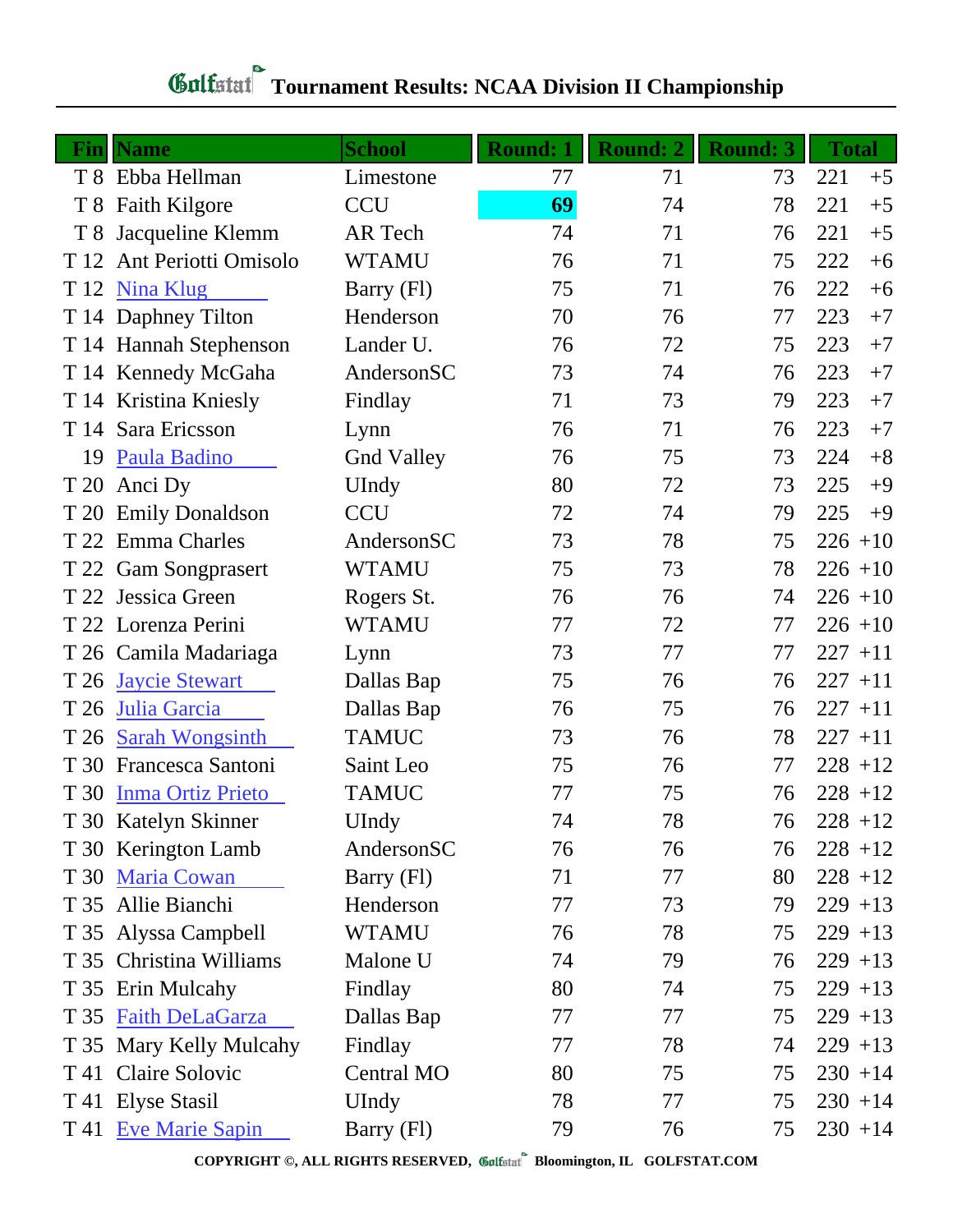# Golfstat Tournament Results: NCAA Division II Championship

| Fin | Name | School | Round: 1 | Round: 2 | Round: 3 | Total | |
|---|---|---|---|---|---|---|---|
| T 8 | Ebba Hellman | Limestone | 77 | 71 | 73 | 221 | +5 |
| T 8 | Faith Kilgore | CCU | 69 | 74 | 78 | 221 | +5 |
| T 8 | Jacqueline Klemm | AR Tech | 74 | 71 | 76 | 221 | +5 |
| T 12 | Ant Periotti Omisolo | WTAMU | 76 | 71 | 75 | 222 | +6 |
| T 12 | Nina Klug | Barry (Fl) | 75 | 71 | 76 | 222 | +6 |
| T 14 | Daphney Tilton | Henderson | 70 | 76 | 77 | 223 | +7 |
| T 14 | Hannah Stephenson | Lander U. | 76 | 72 | 75 | 223 | +7 |
| T 14 | Kennedy McGaha | AndersonSC | 73 | 74 | 76 | 223 | +7 |
| T 14 | Kristina Kniesly | Findlay | 71 | 73 | 79 | 223 | +7 |
| T 14 | Sara Ericsson | Lynn | 76 | 71 | 76 | 223 | +7 |
| 19 | Paula Badino | Gnd Valley | 76 | 75 | 73 | 224 | +8 |
| T 20 | Anci Dy | UIndy | 80 | 72 | 73 | 225 | +9 |
| T 20 | Emily Donaldson | CCU | 72 | 74 | 79 | 225 | +9 |
| T 22 | Emma Charles | AndersonSC | 73 | 78 | 75 | 226 | +10 |
| T 22 | Gam Songprasert | WTAMU | 75 | 73 | 78 | 226 | +10 |
| T 22 | Jessica Green | Rogers St. | 76 | 76 | 74 | 226 | +10 |
| T 22 | Lorenza Perini | WTAMU | 77 | 72 | 77 | 226 | +10 |
| T 26 | Camila Madariaga | Lynn | 73 | 77 | 77 | 227 | +11 |
| T 26 | Jaycie Stewart | Dallas Bap | 75 | 76 | 76 | 227 | +11 |
| T 26 | Julia Garcia | Dallas Bap | 76 | 75 | 76 | 227 | +11 |
| T 26 | Sarah Wongsinth | TAMUC | 73 | 76 | 78 | 227 | +11 |
| T 30 | Francesca Santoni | Saint Leo | 75 | 76 | 77 | 228 | +12 |
| T 30 | Inma Ortiz Prieto | TAMUC | 77 | 75 | 76 | 228 | +12 |
| T 30 | Katelyn Skinner | UIndy | 74 | 78 | 76 | 228 | +12 |
| T 30 | Kerington Lamb | AndersonSC | 76 | 76 | 76 | 228 | +12 |
| T 30 | Maria Cowan | Barry (Fl) | 71 | 77 | 80 | 228 | +12 |
| T 35 | Allie Bianchi | Henderson | 77 | 73 | 79 | 229 | +13 |
| T 35 | Alyssa Campbell | WTAMU | 76 | 78 | 75 | 229 | +13 |
| T 35 | Christina Williams | Malone U | 74 | 79 | 76 | 229 | +13 |
| T 35 | Erin Mulcahy | Findlay | 80 | 74 | 75 | 229 | +13 |
| T 35 | Faith DeLaGarza | Dallas Bap | 77 | 77 | 75 | 229 | +13 |
| T 35 | Mary Kelly Mulcahy | Findlay | 77 | 78 | 74 | 229 | +13 |
| T 41 | Claire Solovic | Central MO | 80 | 75 | 75 | 230 | +14 |
| T 41 | Elyse Stasil | UIndy | 78 | 77 | 75 | 230 | +14 |
| T 41 | Eve Marie Sapin | Barry (Fl) | 79 | 76 | 75 | 230 | +14 |

COPYRIGHT ©, ALL RIGHTS RESERVED, Golfstat Bloomington, IL GOLFSTAT.COM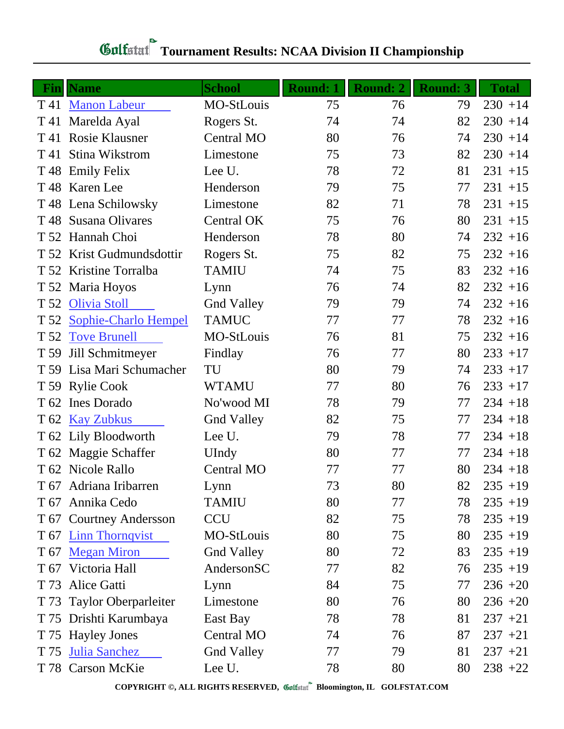# Golfstat Tournament Results: NCAA Division II Championship

| Fin | Name | School | Round: 1 | Round: 2 | Round: 3 | Total |
|---|---|---|---|---|---|---|
| T 41 | Manon Labeur | MO-StLouis | 75 | 76 | 79 | 230 +14 |
| T 41 | Marelda Ayal | Rogers St. | 74 | 74 | 82 | 230 +14 |
| T 41 | Rosie Klausner | Central MO | 80 | 76 | 74 | 230 +14 |
| T 41 | Stina Wikstrom | Limestone | 75 | 73 | 82 | 230 +14 |
| T 48 | Emily Felix | Lee U. | 78 | 72 | 81 | 231 +15 |
| T 48 | Karen Lee | Henderson | 79 | 75 | 77 | 231 +15 |
| T 48 | Lena Schilowsky | Limestone | 82 | 71 | 78 | 231 +15 |
| T 48 | Susana Olivares | Central OK | 75 | 76 | 80 | 231 +15 |
| T 52 | Hannah Choi | Henderson | 78 | 80 | 74 | 232 +16 |
| T 52 | Krist Gudmundsdottir | Rogers St. | 75 | 82 | 75 | 232 +16 |
| T 52 | Kristine Torralba | TAMIU | 74 | 75 | 83 | 232 +16 |
| T 52 | Maria Hoyos | Lynn | 76 | 74 | 82 | 232 +16 |
| T 52 | Olivia Stoll | Gnd Valley | 79 | 79 | 74 | 232 +16 |
| T 52 | Sophie-Charlo Hempel | TAMUC | 77 | 77 | 78 | 232 +16 |
| T 52 | Tove Brunell | MO-StLouis | 76 | 81 | 75 | 232 +16 |
| T 59 | Jill Schmitmeyer | Findlay | 76 | 77 | 80 | 233 +17 |
| T 59 | Lisa Mari Schumacher | TU | 80 | 79 | 74 | 233 +17 |
| T 59 | Rylie Cook | WTAMU | 77 | 80 | 76 | 233 +17 |
| T 62 | Ines Dorado | No'wood MI | 78 | 79 | 77 | 234 +18 |
| T 62 | Kay Zubkus | Gnd Valley | 82 | 75 | 77 | 234 +18 |
| T 62 | Lily Bloodworth | Lee U. | 79 | 78 | 77 | 234 +18 |
| T 62 | Maggie Schaffer | UIndy | 80 | 77 | 77 | 234 +18 |
| T 62 | Nicole Rallo | Central MO | 77 | 77 | 80 | 234 +18 |
| T 67 | Adriana Iribarren | Lynn | 73 | 80 | 82 | 235 +19 |
| T 67 | Annika Cedo | TAMIU | 80 | 77 | 78 | 235 +19 |
| T 67 | Courtney Andersson | CCU | 82 | 75 | 78 | 235 +19 |
| T 67 | Linn Thornqvist | MO-StLouis | 80 | 75 | 80 | 235 +19 |
| T 67 | Megan Miron | Gnd Valley | 80 | 72 | 83 | 235 +19 |
| T 67 | Victoria Hall | AndersonSC | 77 | 82 | 76 | 235 +19 |
| T 73 | Alice Gatti | Lynn | 84 | 75 | 77 | 236 +20 |
| T 73 | Taylor Oberparleiter | Limestone | 80 | 76 | 80 | 236 +20 |
| T 75 | Drishti Karumbaya | East Bay | 78 | 78 | 81 | 237 +21 |
| T 75 | Hayley Jones | Central MO | 74 | 76 | 87 | 237 +21 |
| T 75 | Julia Sanchez | Gnd Valley | 77 | 79 | 81 | 237 +21 |
| T 78 | Carson McKie | Lee U. | 78 | 80 | 80 | 238 +22 |

**COPYRIGHT ©, ALL RIGHTS RESERVED, Golfstat Bloomington, IL GOLFSTAT.COM**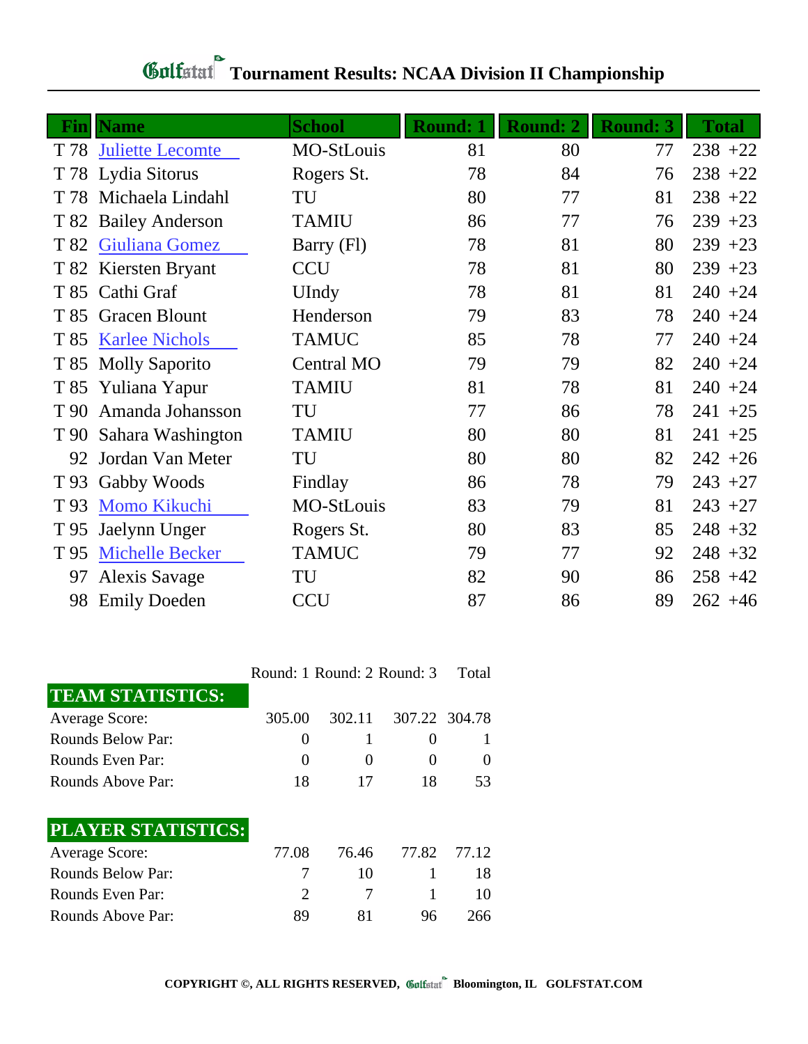# Golfstat Tournament Results: NCAA Division II Championship

| Fin | Name | School | Round: 1 | Round: 2 | Round: 3 | Total | |
|---|---|---|---|---|---|---|---|
| T 78 | Juliette Lecomte | MO-StLouis | 81 | 80 | 77 | 238 | +22 |
| T 78 | Lydia Sitorus | Rogers St. | 78 | 84 | 76 | 238 | +22 |
| T 78 | Michaela Lindahl | TU | 80 | 77 | 81 | 238 | +22 |
| T 82 | Bailey Anderson | TAMIU | 86 | 77 | 76 | 239 | +23 |
| T 82 | Giuliana Gomez | Barry (Fl) | 78 | 81 | 80 | 239 | +23 |
| T 82 | Kiersten Bryant | CCU | 78 | 81 | 80 | 239 | +23 |
| T 85 | Cathi Graf | UIndy | 78 | 81 | 81 | 240 | +24 |
| T 85 | Gracen Blount | Henderson | 79 | 83 | 78 | 240 | +24 |
| T 85 | Karlee Nichols | TAMUC | 85 | 78 | 77 | 240 | +24 |
| T 85 | Molly Saporito | Central MO | 79 | 79 | 82 | 240 | +24 |
| T 85 | Yuliana Yapur | TAMIU | 81 | 78 | 81 | 240 | +24 |
| T 90 | Amanda Johansson | TU | 77 | 86 | 78 | 241 | +25 |
| T 90 | Sahara Washington | TAMIU | 80 | 80 | 81 | 241 | +25 |
| 92 | Jordan Van Meter | TU | 80 | 80 | 82 | 242 | +26 |
| T 93 | Gabby Woods | Findlay | 86 | 78 | 79 | 243 | +27 |
| T 93 | Momo Kikuchi | MO-StLouis | 83 | 79 | 81 | 243 | +27 |
| T 95 | Jaelynn Unger | Rogers St. | 80 | 83 | 85 | 248 | +32 |
| T 95 | Michelle Becker | TAMUC | 79 | 77 | 92 | 248 | +32 |
| 97 | Alexis Savage | TU | 82 | 90 | 86 | 258 | +42 |
| 98 | Emily Doeden | CCU | 87 | 86 | 89 | 262 | +46 |

| TEAM STATISTICS: | Round: 1 | Round: 2 | Round: 3 | Total |
|---|---|---|---|---|
| Average Score: | 305.00 | 302.11 | 307.22 | 304.78 |
| Rounds Below Par: | 0 | 1 | 0 | 1 |
| Rounds Even Par: | 0 | 0 | 0 | 0 |
| Rounds Above Par: | 18 | 17 | 18 | 53 |

| PLAYER STATISTICS: | Round: 1 | Round: 2 | Round: 3 | Total |
|---|---|---|---|---|
| Average Score: | 77.08 | 76.46 | 77.82 | 77.12 |
| Rounds Below Par: | 7 | 10 | 1 | 18 |
| Rounds Even Par: | 2 | 7 | 1 | 10 |
| Rounds Above Par: | 89 | 81 | 96 | 266 |

**COPYRIGHT ©, ALL RIGHTS RESERVED, Golfstat Bloomington, IL GOLFSTAT.COM**